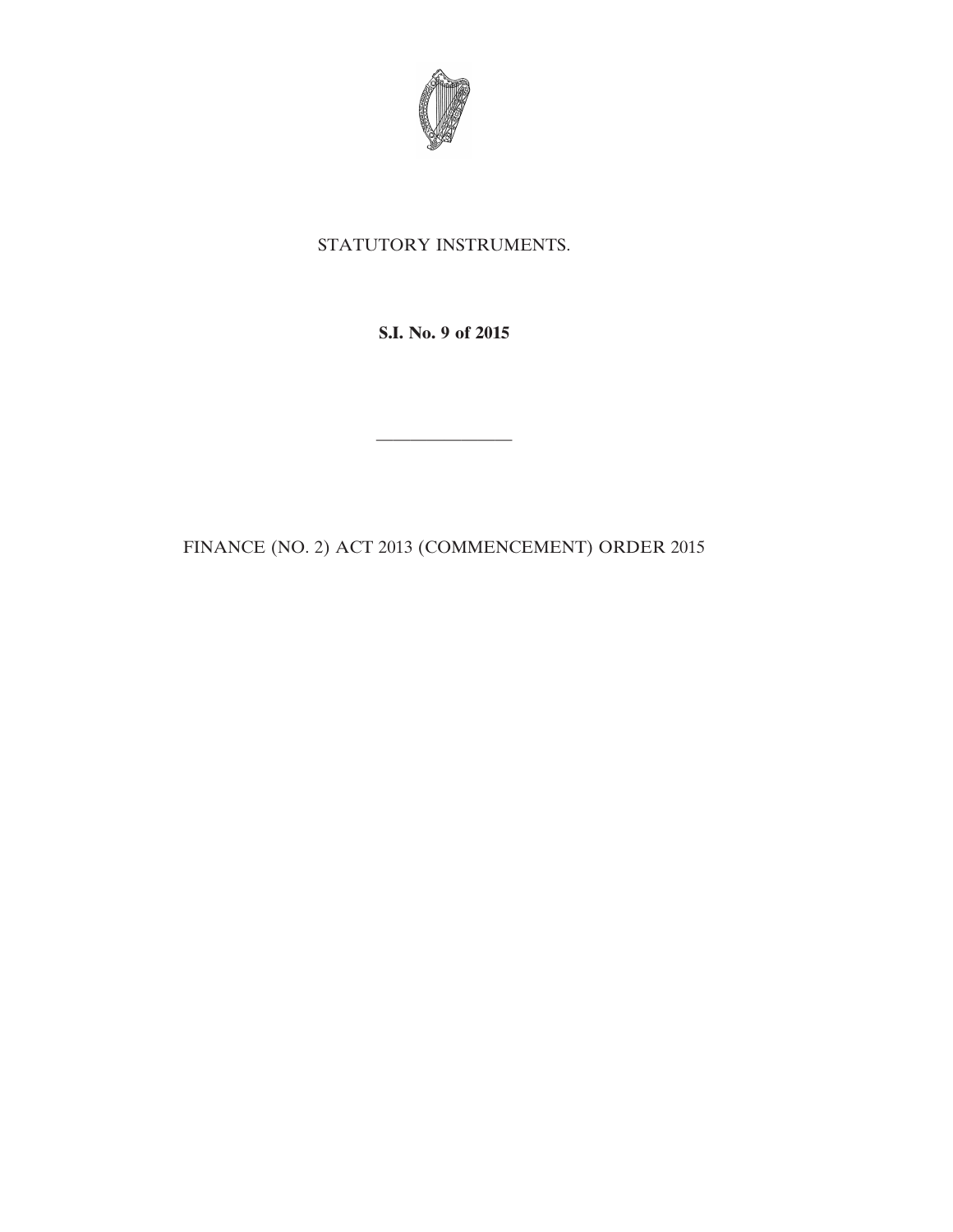STATUTORY INSTRUMENTS.

**S.I. No. 9 of 2015**

---

FINANCE (NO. 2) ACT 2013 (COMMENCEMENT) ORDER 2015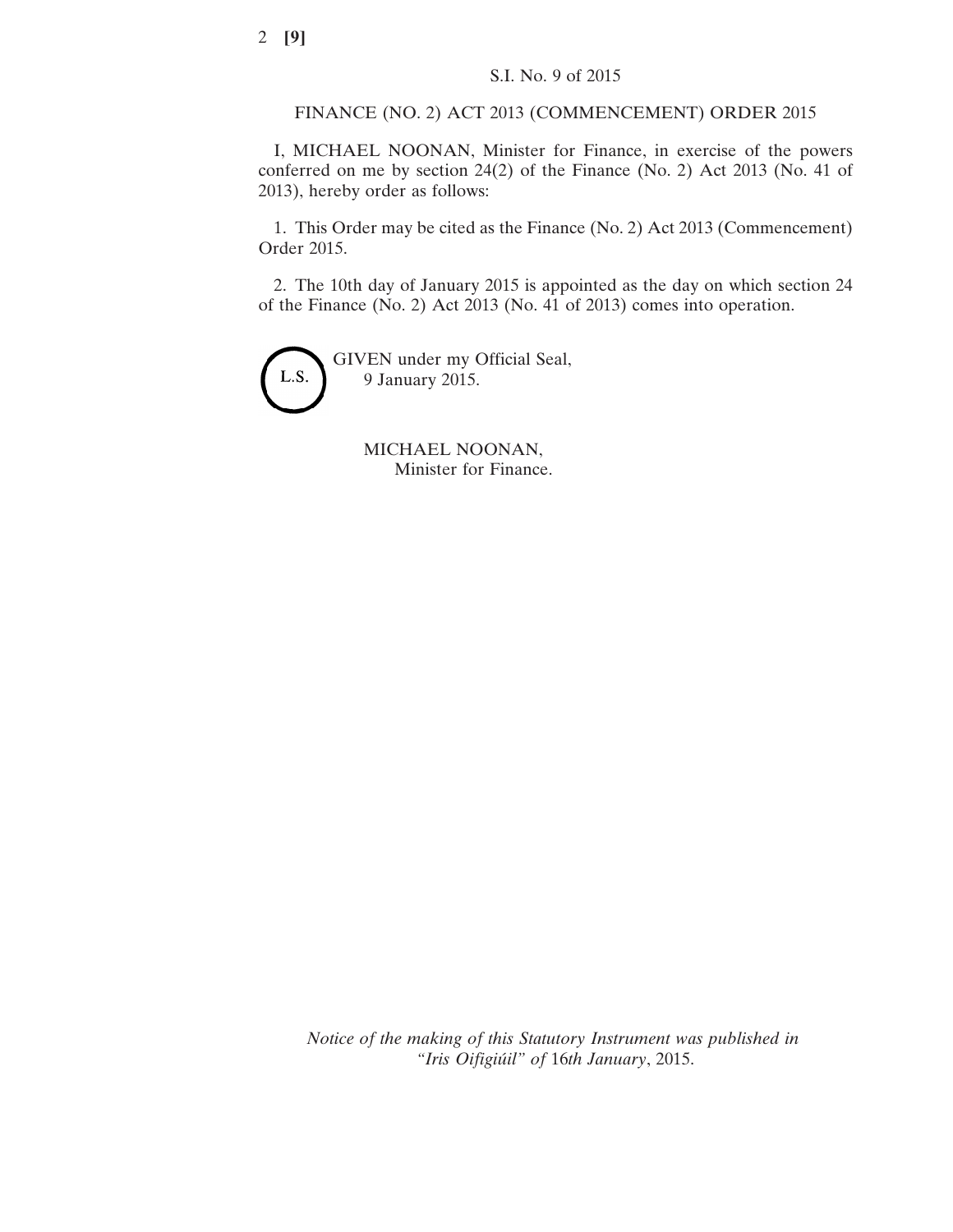S.I. No. 9 of 2015

FINANCE (NO. 2) ACT 2013 (COMMENCEMENT) ORDER 2015

I, MICHAEL NOONAN, Minister for Finance, in exercise of the powers conferred on me by section 24(2) of the Finance (No. 2) Act 2013 (No. 41 of 2013), hereby order as follows:

1. This Order may be cited as the Finance (No. 2) Act 2013 (Commencement) Order 2015.

2. The 10th day of January 2015 is appointed as the day on which section 24 of the Finance (No. 2) Act 2013 (No. 41 of 2013) comes into operation.

L.S.

GIVEN under my Official Seal,
9 January 2015.

MICHAEL NOONAN,
Minister for Finance.

*Notice of the making of this Statutory Instrument was published in "Iris Oifigiúil" of 16th January, 2015.*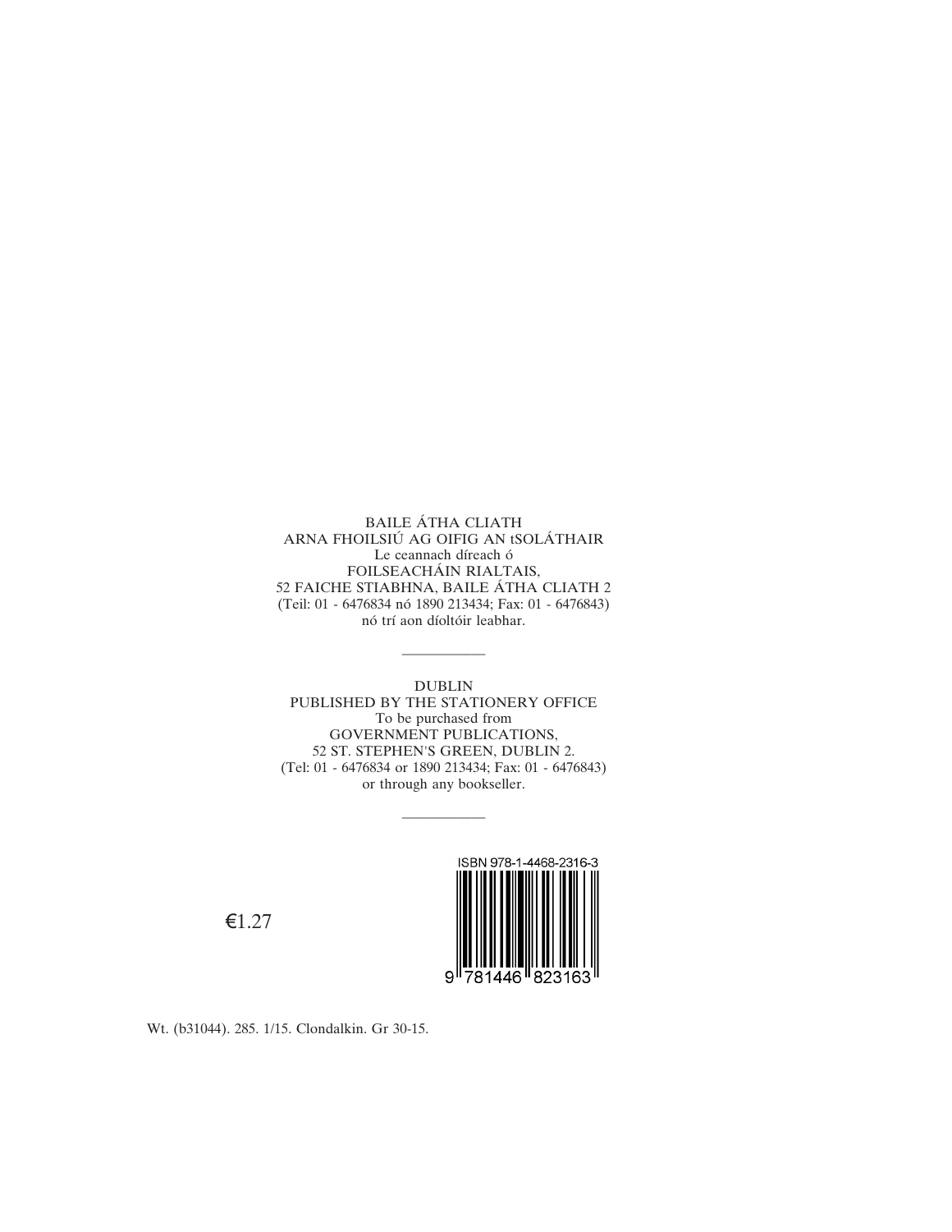BAILE ÁTHA CLIATH
ARNA FHOILSIÚ AG OIFIG AN tSOLÁTHAIR
Le ceannach díreach ó
FOILSEACHÁIN RIALTAIS,
52 FAICHE STIABHNA, BAILE ÁTHA CLIATH 2
(Teil: 01 - 6476834 nó 1890 213434; Fax: 01 - 6476843)
nó trí aon díoltóir leabhar.

---

DUBLIN
PUBLISHED BY THE STATIONERY OFFICE
To be purchased from
GOVERNMENT PUBLICATIONS,
52 ST. STEPHEN'S GREEN, DUBLIN 2.
(Tel: 01 - 6476834 or 1890 213434; Fax: 01 - 6476843)
or through any bookseller.

---

€1.27

ISBN 978-1-4468-2316-3

9 781446 823163

Wt. (b31044). 285. 1/15. Clondalkin. Gr 30-15.